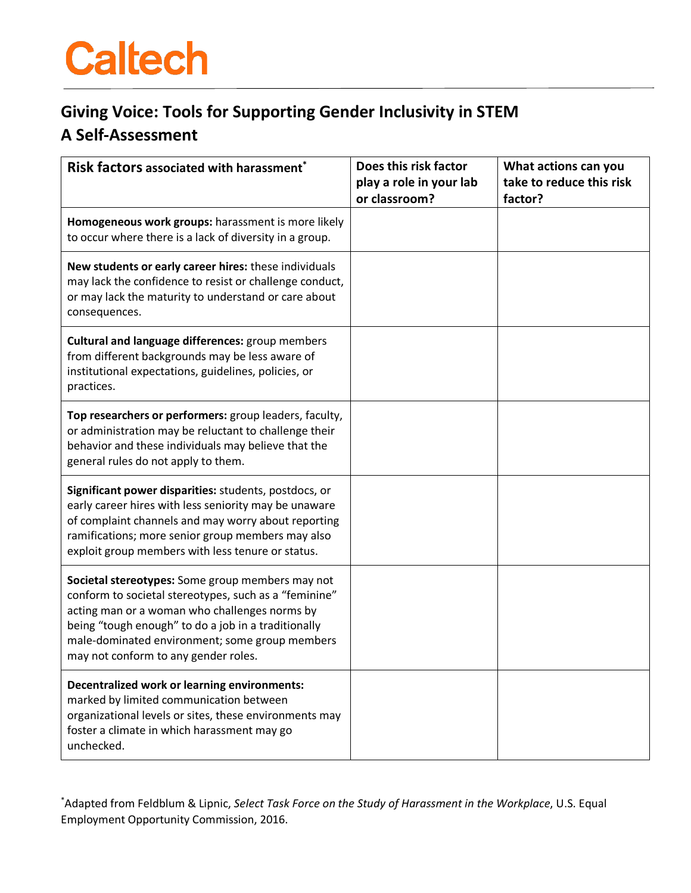Caltech

# Giving Voice: Tools for Supporting Gender Inclusivity in STEM
## A Self-Assessment

| **Risk factors** associated with harassment[*] | **Does this risk factor play a role in your lab or classroom?** | **What actions can you take to reduce this risk factor?** |
|---|---|---|
| **Homogeneous work groups:** harassment is more likely to occur where there is a lack of diversity in a group. | | |
| **New students or early career hires:** these individuals may lack the confidence to resist or challenge conduct, or may lack the maturity to understand or care about consequences. | | |
| **Cultural and language differences:** group members from different backgrounds may be less aware of institutional expectations, guidelines, policies, or practices. | | |
| **Top researchers or performers:** group leaders, faculty, or administration may be reluctant to challenge their behavior and these individuals may believe that the general rules do not apply to them. | | |
| **Significant power disparities:** students, postdocs, or early career hires with less seniority may be unaware of complaint channels and may worry about reporting ramifications; more senior group members may also exploit group members with less tenure or status. | | |
| **Societal stereotypes:** Some group members may not conform to societal stereotypes, such as a "feminine" acting man or a woman who challenges norms by being "tough enough" to do a job in a traditionally male-dominated environment; some group members may not conform to any gender roles. | | |
| **Decentralized work or learning environments:** marked by limited communication between organizational levels or sites, these environments may foster a climate in which harassment may go unchecked. | | |

[*]Adapted from Feldblum & Lipnic, *Select Task Force on the Study of Harassment in the Workplace*, U.S. Equal Employment Opportunity Commission, 2016.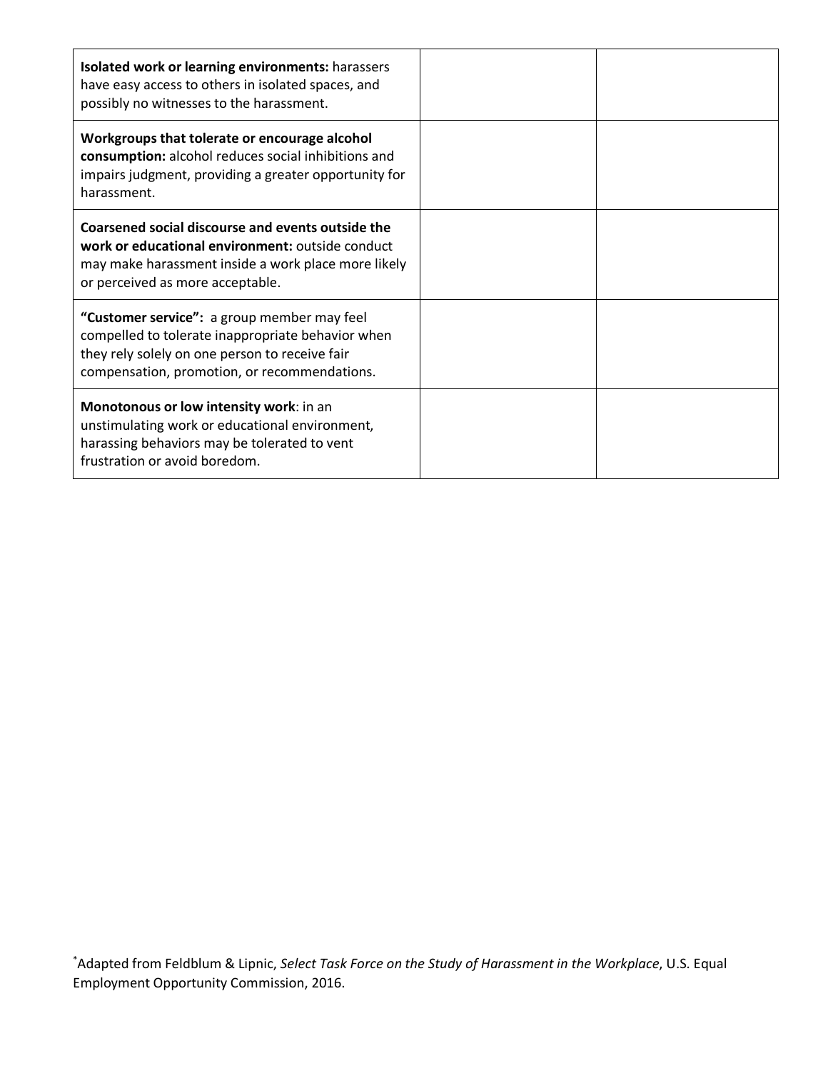| | | |
|---|---|---|
| **Isolated work or learning environments:** harassers have easy access to others in isolated spaces, and possibly no witnesses to the harassment. | | |
| **Workgroups that tolerate or encourage alcohol consumption:** alcohol reduces social inhibitions and impairs judgment, providing a greater opportunity for harassment. | | |
| **Coarsened social discourse and events outside the work or educational environment:** outside conduct may make harassment inside a work place more likely or perceived as more acceptable. | | |
| **"Customer service":** a group member may feel compelled to tolerate inappropriate behavior when they rely solely on one person to receive fair compensation, promotion, or recommendations. | | |
| **Monotonous or low intensity work**: in an unstimulating work or educational environment, harassing behaviors may be tolerated to vent frustration or avoid boredom. | | |

*Adapted from Feldblum & Lipnic, *Select Task Force on the Study of Harassment in the Workplace*, U.S. Equal Employment Opportunity Commission, 2016.